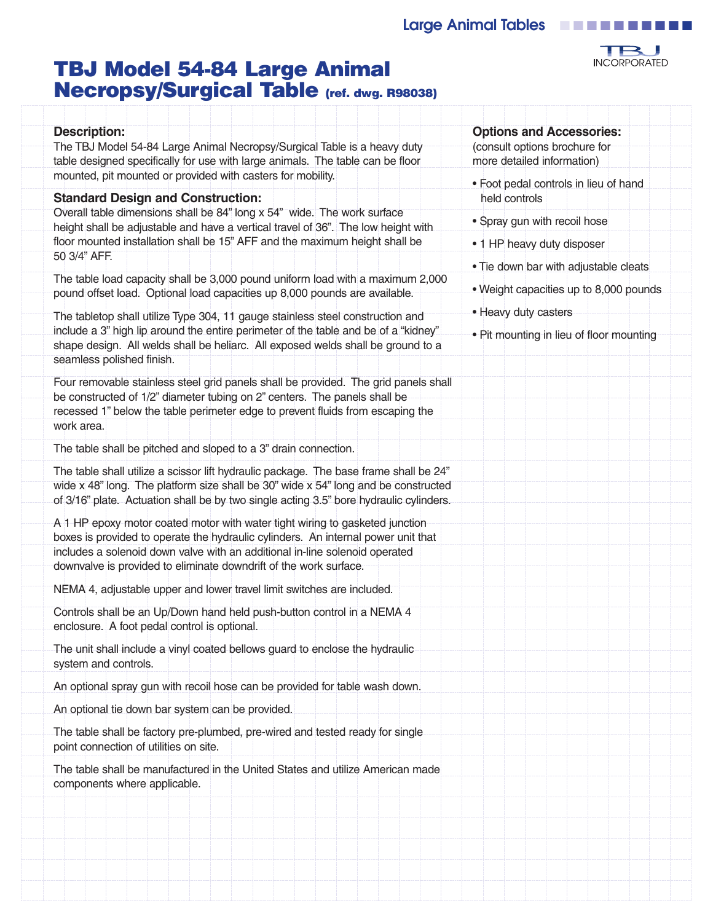# TBJ Model 54-84 Large Animal Necropsy/Surgical Table (ref. dwg. R98038)

### Description:

The TBJ Model 54-84 Large Animal Necropsy/Surgical Table is a heavy duty table designed specifically for use with large animals. The table can be floor mounted, pit mounted or provided with casters for mobility.

### Standard Design and Construction:

Overall table dimensions shall be 84" long x 54" wide. The work surface height shall be adjustable and have a vertical travel of 36". The low height with floor mounted installation shall be 15" AFF and the maximum height shall be 50 3/4" AFF.

The table load capacity shall be 3,000 pound uniform load with a maximum 2,000 pound offset load. Optional load capacities up 8,000 pounds are available.

The tabletop shall utilize Type 304, 11 gauge stainless steel construction and include a 3" high lip around the entire perimeter of the table and be of a "kidney" shape design. All welds shall be heliarc. All exposed welds shall be ground to a seamless polished finish.

Four removable stainless steel grid panels shall be provided. The grid panels shall be constructed of 1/2" diameter tubing on 2" centers. The panels shall be recessed 1" below the table perimeter edge to prevent fluids from escaping the work area.

The table shall be pitched and sloped to a 3" drain connection.

The table shall utilize a scissor lift hydraulic package. The base frame shall be 24" wide x 48" long. The platform size shall be 30" wide x 54" long and be constructed of 3/16" plate. Actuation shall be by two single acting 3.5" bore hydraulic cylinders.

A 1 HP epoxy motor coated motor with water tight wiring to gasketed junction boxes is provided to operate the hydraulic cylinders. An internal power unit that includes a solenoid down valve with an additional in-line solenoid operated downvalve is provided to eliminate downdrift of the work surface.

NEMA 4, adjustable upper and lower travel limit switches are included.

Controls shall be an Up/Down hand held push-button control in a NEMA 4 enclosure. A foot pedal control is optional.

The unit shall include a vinyl coated bellows guard to enclose the hydraulic system and controls.

An optional spray gun with recoil hose can be provided for table wash down.

An optional tie down bar system can be provided.

The table shall be factory pre-plumbed, pre-wired and tested ready for single point connection of utilities on site.

The table shall be manufactured in the United States and utilize American made components where applicable.

### Options and Accessories:

(consult options brochure for more detailed information)

- Foot pedal controls in lieu of hand held controls
- Spray gun with recoil hose
- 1 HP heavy duty disposer
- Tie down bar with adjustable cleats
- Weight capacities up to 8,000 pounds
- Heavy duty casters
- Pit mounting in lieu of floor mounting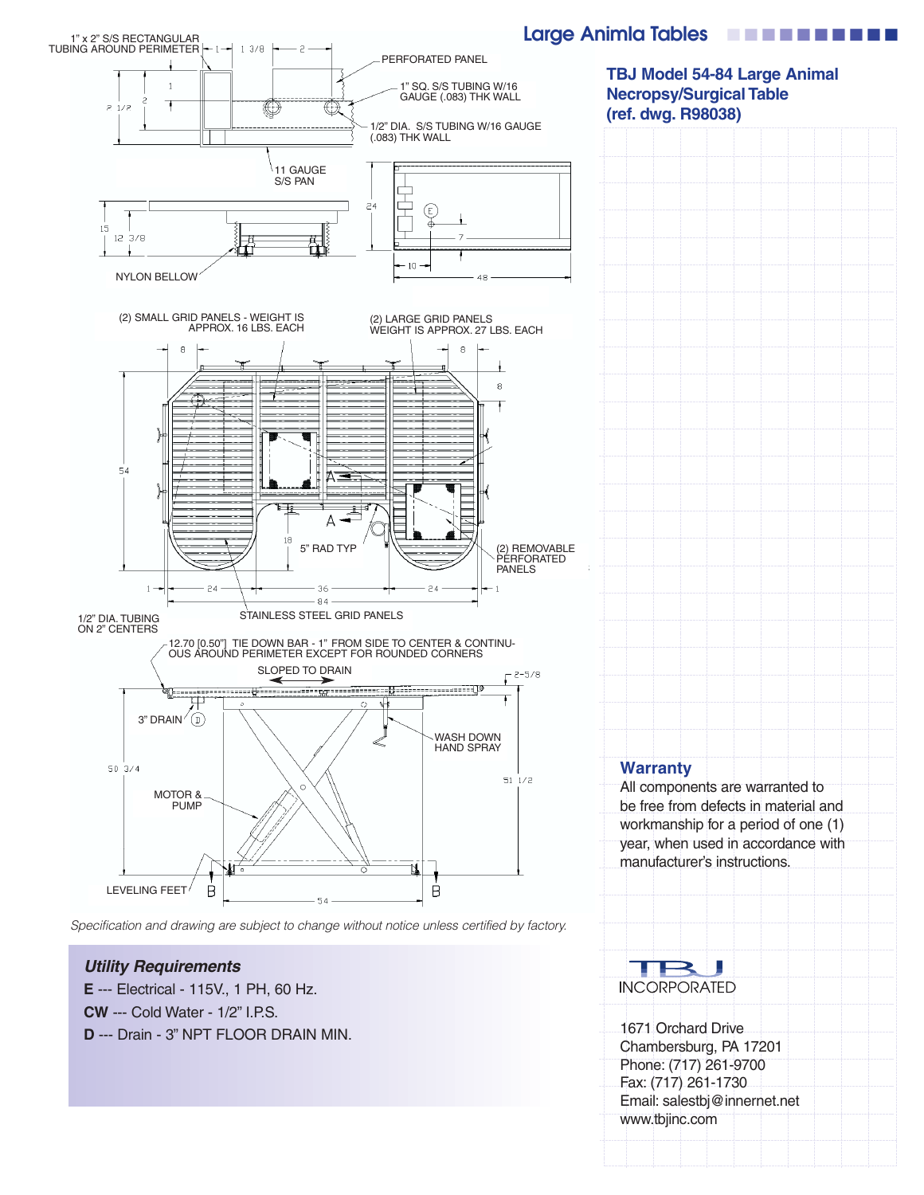# Large Animla Tables

## TBJ Model 54-84 Large Animal Necropsy/Surgical Table (ref. dwg. R98038)

1" x 2" S/S RECTANGULAR TUBING AROUND PERIMETER

1

1 3/8

2

PERFORATED PANEL

1" SQ. S/S TUBING W/16 GAUGE (.083) THK WALL

1/2" DIA. S/S TUBING W/16 GAUGE (.083) THK WALL

2 1/2

11 GAUGE S/S PAN

15

12 3/8

NYLON BELLOW

24

E

7

10

48

(2) SMALL GRID PANELS - WEIGHT IS APPROX. 16 LBS. EACH

(2) LARGE GRID PANELS WEIGHT IS APPROX. 27 LBS. EACH

8

8

8

54

A

A

18

5" RAD TYP

(2) REMOVABLE PERFORATED PANELS

1

24

36

24

1

84

1/2" DIA. TUBING ON 2" CENTERS

STAINLESS STEEL GRID PANELS

12.70 [0.50"] TIE DOWN BAR - 1" FROM SIDE TO CENTER & CONTINUOUS AROUND PERIMETER EXCEPT FOR ROUNDED CORNERS

SLOPED TO DRAIN

2-5/8

3" DRAIN

D

WASH DOWN HAND SPRAY

50 3/4

51 1/2

MOTOR & PUMP

LEVELING FEET

B

B

54

*Specification and drawing are subject to change without notice unless certified by factory.*

### Utility Requirements

**E** --- Electrical - 115V., 1 PH, 60 Hz.

**CW** --- Cold Water - 1/2" I.P.S.

**D** --- Drain - 3" NPT FLOOR DRAIN MIN.

### Warranty

All components are warranted to be free from defects in material and workmanship for a period of one (1) year, when used in accordance with manufacturer's instructions.

TBJ INCORPORATED

1671 Orchard Drive
Chambersburg, PA 17201
Phone: (717) 261-9700
Fax: (717) 261-1730
Email: salestbj@innernet.net
www.tbjinc.com